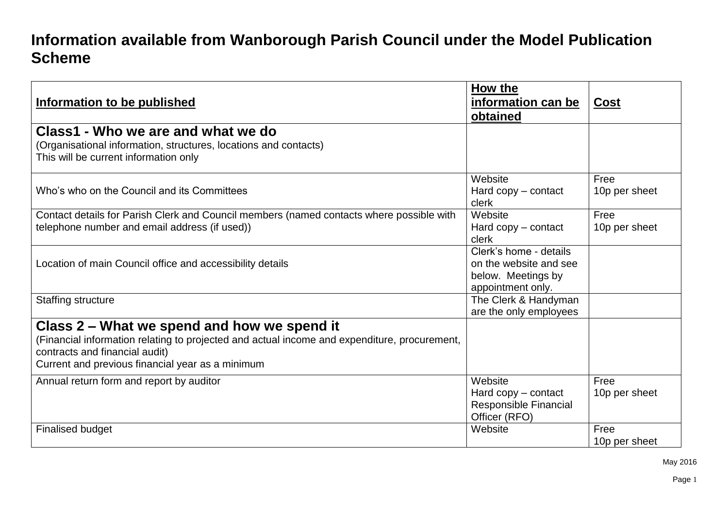# Information available from Wanborough Parish Council under the Model Publication Scheme

| Information to be published | How the information can be obtained | Cost |
|---|---|---|
| **Class1 - Who we are and what we do**<br>(Organisational information, structures, locations and contacts)<br>This will be current information only | | |
| Who's who on the Council and its Committees | Website<br>Hard copy – contact clerk | Free<br>10p per sheet |
| Contact details for Parish Clerk and Council members (named contacts where possible with telephone number and email address (if used)) | Website<br>Hard copy – contact clerk | Free<br>10p per sheet |
| Location of main Council office and accessibility details | Clerk's home - details on the website and see below. Meetings by appointment only. | |
| Staffing structure | The Clerk & Handyman are the only employees | |
| **Class 2 – What we spend and how we spend it**<br>(Financial information relating to projected and actual income and expenditure, procurement, contracts and financial audit)<br>Current and previous financial year as a minimum | | |
| Annual return form and report by auditor | Website<br>Hard copy – contact Responsible Financial Officer (RFO) | Free<br>10p per sheet |
| Finalised budget | Website | Free<br>10p per sheet |

May 2016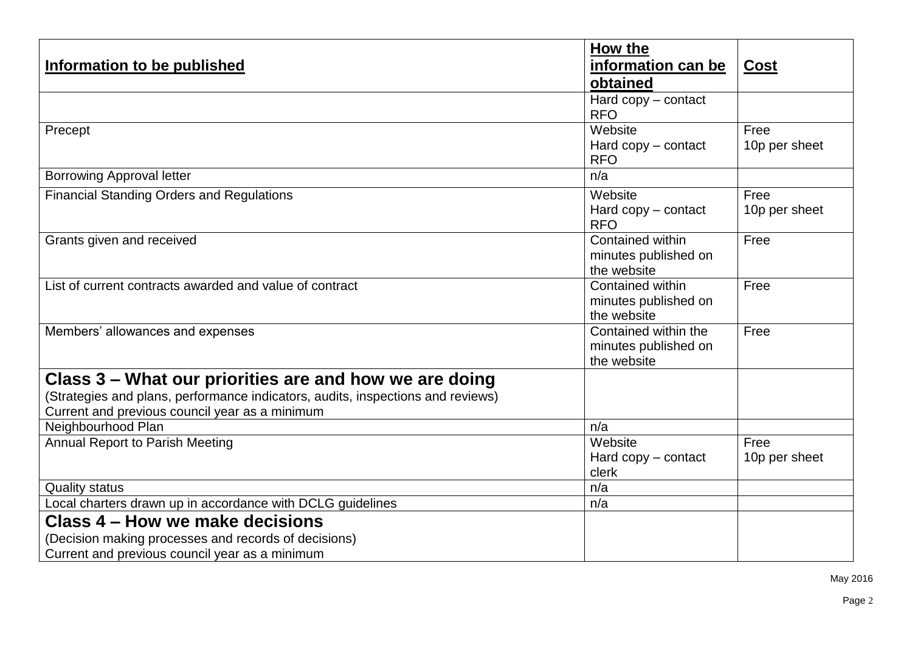| Information to be published | How the information can be obtained | Cost |
| --- | --- | --- |
| | Hard copy – contact RFO | |
| Precept | Website<br>Hard copy – contact RFO | Free<br>10p per sheet |
| Borrowing Approval letter | n/a | |
| Financial Standing Orders and Regulations | Website<br>Hard copy – contact RFO | Free<br>10p per sheet |
| Grants given and received | Contained within minutes published on the website | Free |
| List of current contracts awarded and value of contract | Contained within minutes published on the website | Free |
| Members' allowances and expenses | Contained within the minutes published on the website | Free |
| **Class 3 – What our priorities are and how we are doing**<br>(Strategies and plans, performance indicators, audits, inspections and reviews)<br>Current and previous council year as a minimum | | |
| Neighbourhood Plan | n/a | |
| Annual Report to Parish Meeting | Website<br>Hard copy – contact clerk | Free<br>10p per sheet |
| Quality status | n/a | |
| Local charters drawn up in accordance with DCLG guidelines | n/a | |
| **Class 4 – How we make decisions**<br>(Decision making processes and records of decisions)<br>Current and previous council year as a minimum | | |

May 2016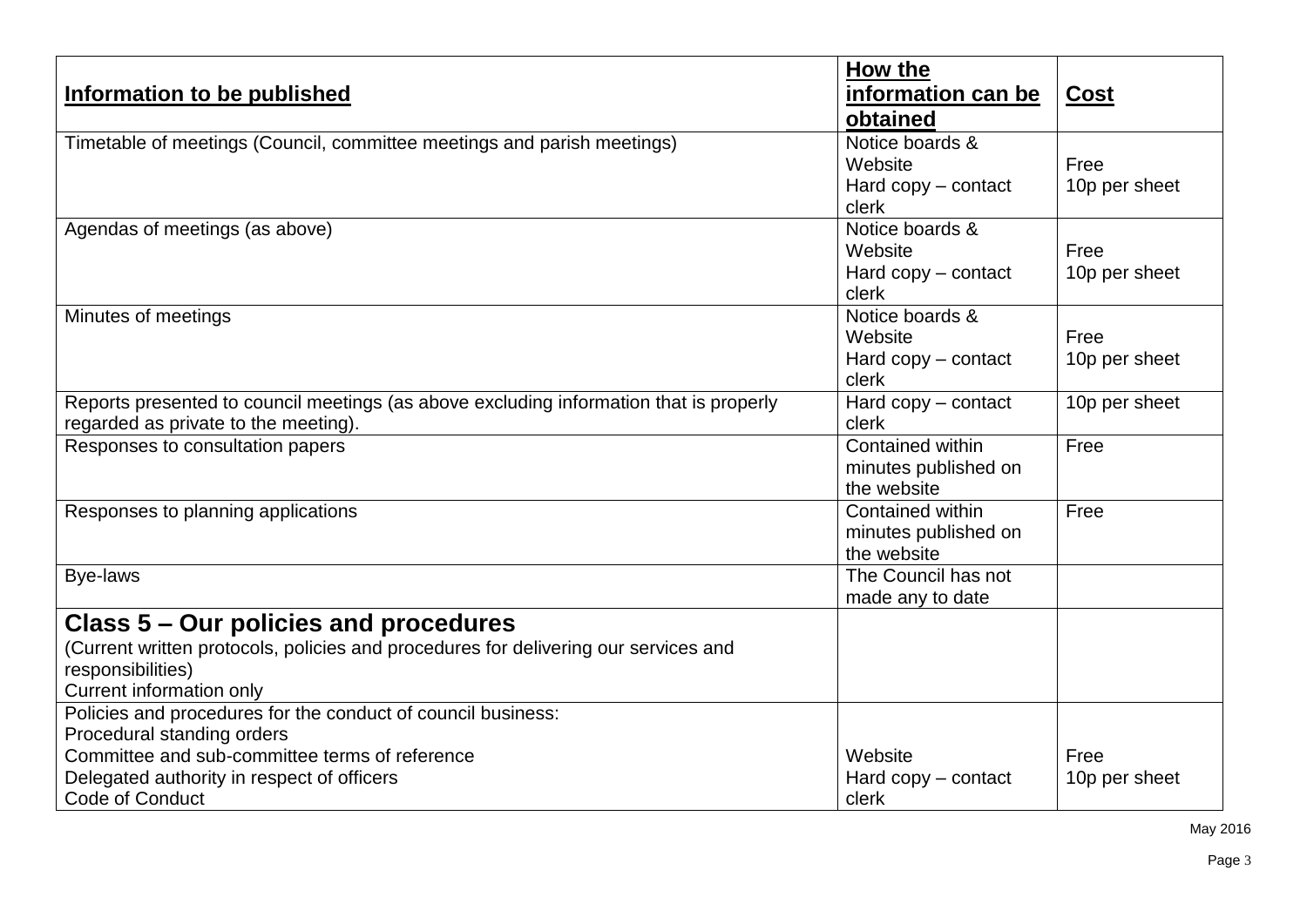| Information to be published | How the information can be obtained | Cost |
|---|---|---|
| Timetable of meetings (Council, committee meetings and parish meetings) | Notice boards & Website<br>Hard copy – contact clerk | Free<br>10p per sheet |
| Agendas of meetings (as above) | Notice boards & Website<br>Hard copy – contact clerk | Free<br>10p per sheet |
| Minutes of meetings | Notice boards & Website<br>Hard copy – contact clerk | Free<br>10p per sheet |
| Reports presented to council meetings (as above excluding information that is properly regarded as private to the meeting). | Hard copy – contact clerk | 10p per sheet |
| Responses to consultation papers | Contained within minutes published on the website | Free |
| Responses to planning applications | Contained within minutes published on the website | Free |
| Bye-laws | The Council has not made any to date | |
| **Class 5 – Our policies and procedures**<br>(Current written protocols, policies and procedures for delivering our services and responsibilities)<br>Current information only | | |
| Policies and procedures for the conduct of council business:<br>Procedural standing orders<br>Committee and sub-committee terms of reference<br>Delegated authority in respect of officers<br>Code of Conduct | Website<br>Hard copy – contact clerk | Free<br>10p per sheet |

May 2016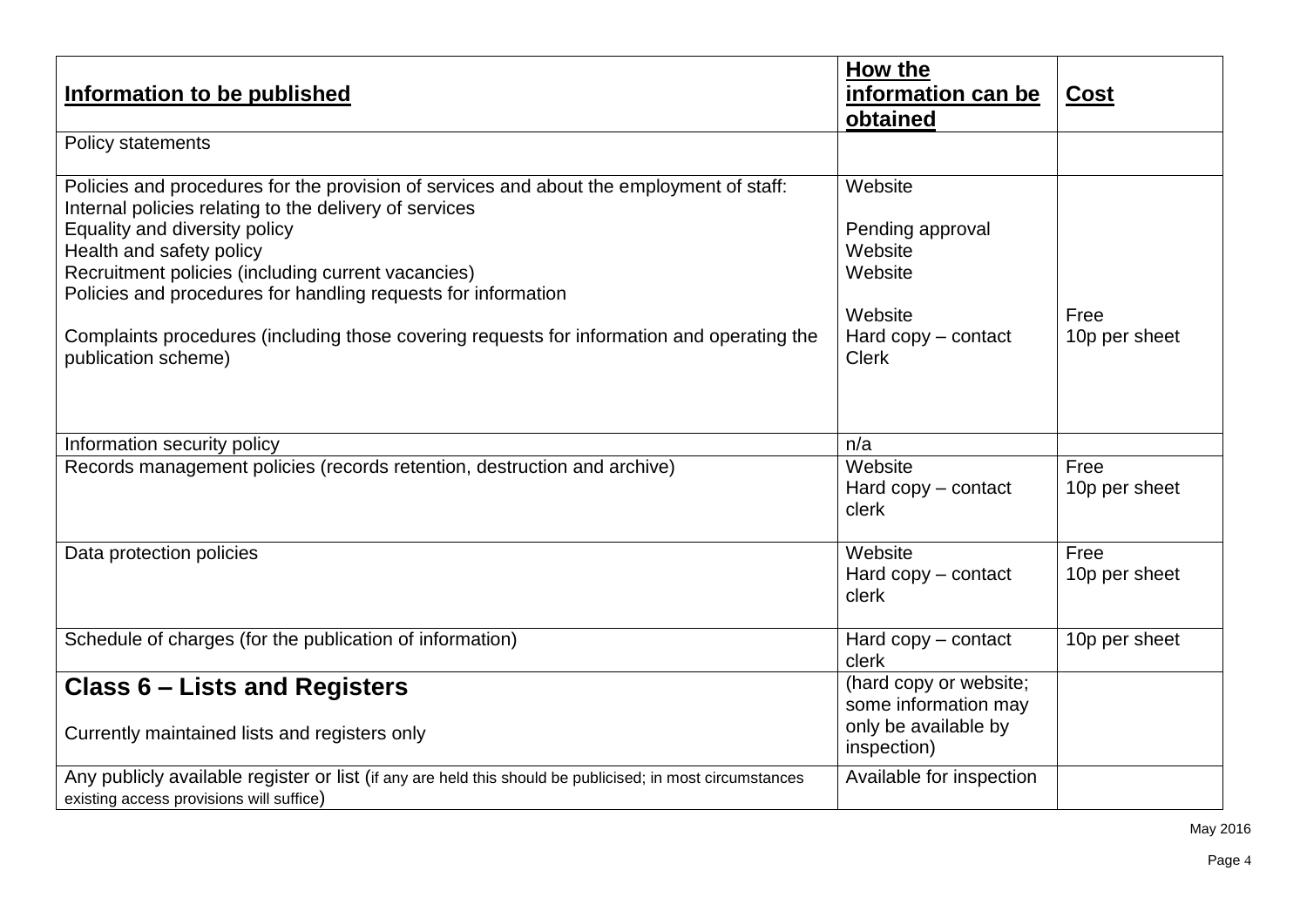| Information to be published | How the information can be obtained | Cost |
|---|---|---|
| Policy statements | | |
| Policies and procedures for the provision of services and about the employment of staff:<br>Internal policies relating to the delivery of services<br>Equality and diversity policy<br>Health and safety policy<br>Recruitment policies (including current vacancies)<br>Policies and procedures for handling requests for information<br><br>Complaints procedures (including those covering requests for information and operating the publication scheme) | Website<br><br>Pending approval<br>Website<br>Website<br><br>Website<br>Hard copy – contact Clerk | <br><br><br><br><br><br>Free<br>10p per sheet |
| Information security policy | n/a | |
| Records management policies (records retention, destruction and archive) | Website<br>Hard copy – contact clerk | Free<br>10p per sheet |
| Data protection policies | Website<br>Hard copy – contact clerk | Free<br>10p per sheet |
| Schedule of charges (for the publication of information) | Hard copy – contact clerk | 10p per sheet |
| **Class 6 – Lists and Registers**<br><br>Currently maintained lists and registers only | (hard copy or website; some information may only be available by inspection) | |
| Any publicly available register or list (if any are held this should be publicised; in most circumstances existing access provisions will suffice) | Available for inspection | |

May 2016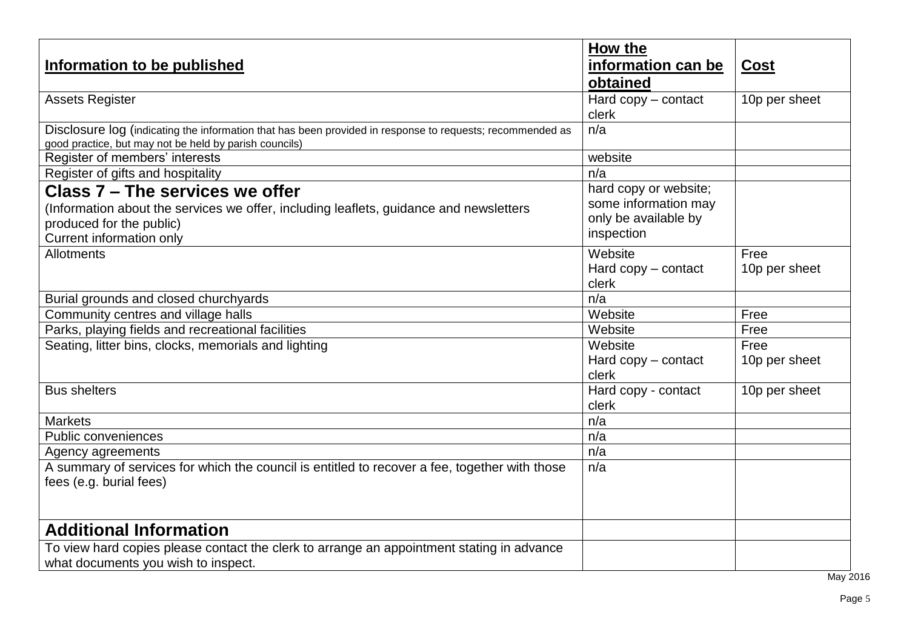| Information to be published | How the information can be obtained | Cost |
|---|---|---|
| Assets Register | Hard copy – contact clerk | 10p per sheet |
| Disclosure log (indicating the information that has been provided in response to requests; recommended as good practice, but may not be held by parish councils) | n/a | |
| Register of members' interests | website | |
| Register of gifts and hospitality | n/a | |
| **Class 7 – The services we offer**<br>(Information about the services we offer, including leaflets, guidance and newsletters produced for the public)<br>Current information only | hard copy or website; some information may only be available by inspection | |
| Allotments | Website<br>Hard copy – contact clerk | Free<br>10p per sheet |
| Burial grounds and closed churchyards | n/a | |
| Community centres and village halls | Website | Free |
| Parks, playing fields and recreational facilities | Website | Free |
| Seating, litter bins, clocks, memorials and lighting | Website<br>Hard copy – contact clerk | Free<br>10p per sheet |
| Bus shelters | Hard copy - contact clerk | 10p per sheet |
| Markets | n/a | |
| Public conveniences | n/a | |
| Agency agreements | n/a | |
| A summary of services for which the council is entitled to recover a fee, together with those fees (e.g. burial fees) | n/a | |
| **Additional Information** | | |
| To view hard copies please contact the clerk to arrange an appointment stating in advance what documents you wish to inspect. | | |

May 2016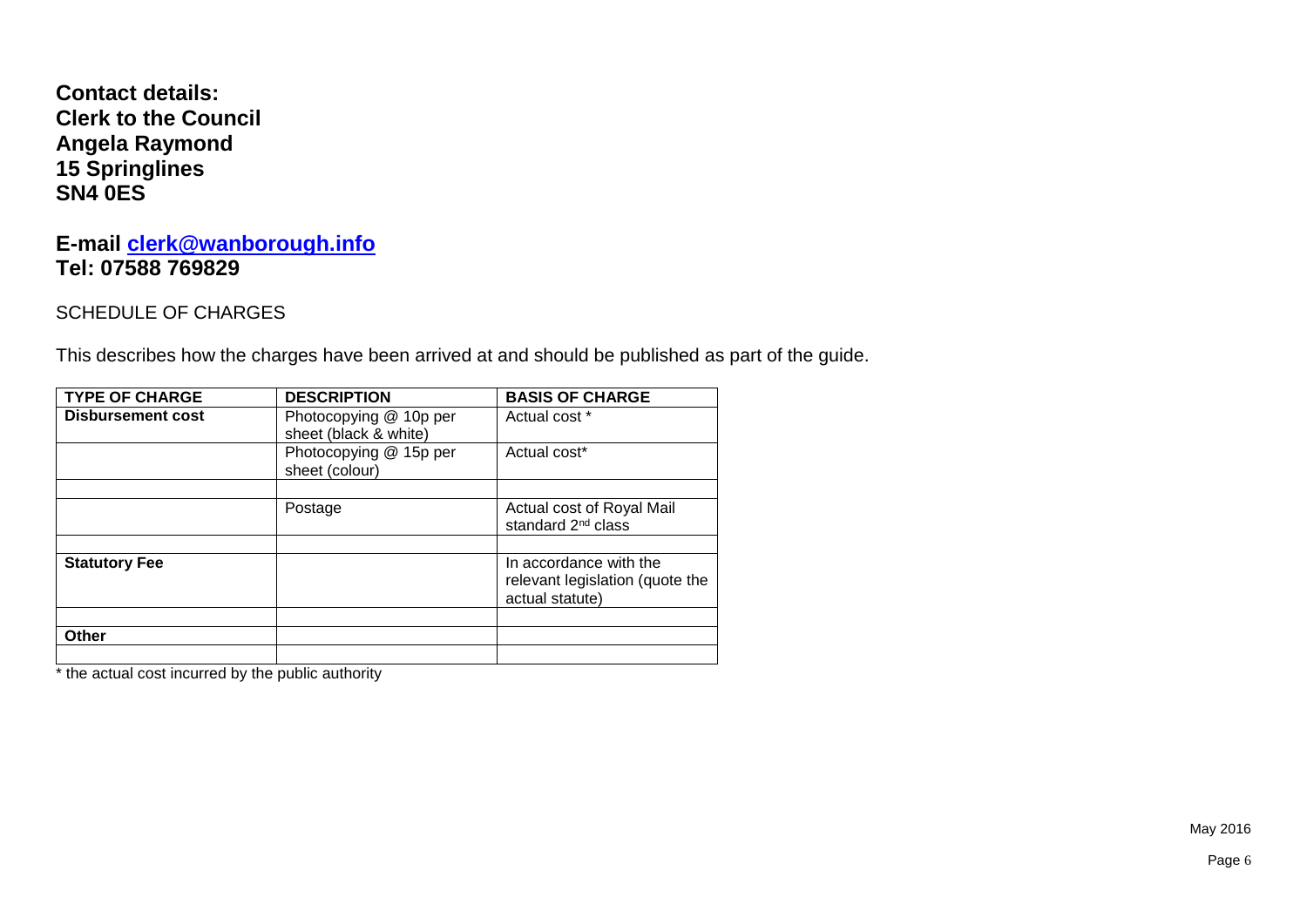**Contact details:**
**Clerk to the Council**
**Angela Raymond**
**15 Springlines**
**SN4 0ES**

**E-mail [clerk@wanborough.info](mailto:clerk@wanborough.info)**
**Tel: 07588 769829**

SCHEDULE OF CHARGES

This describes how the charges have been arrived at and should be published as part of the guide.

| TYPE OF CHARGE | DESCRIPTION | BASIS OF CHARGE |
|---|---|---|
| **Disbursement cost** | Photocopying @ 10p per sheet (black & white) | Actual cost * |
| | Photocopying @ 15p per sheet (colour) | Actual cost* |
| | | |
| | Postage | Actual cost of Royal Mail standard 2nd class |
| | | |
| **Statutory Fee** | | In accordance with the relevant legislation (quote the actual statute) |
| | | |
| **Other** | | |
| | | |

* the actual cost incurred by the public authority

May 2016